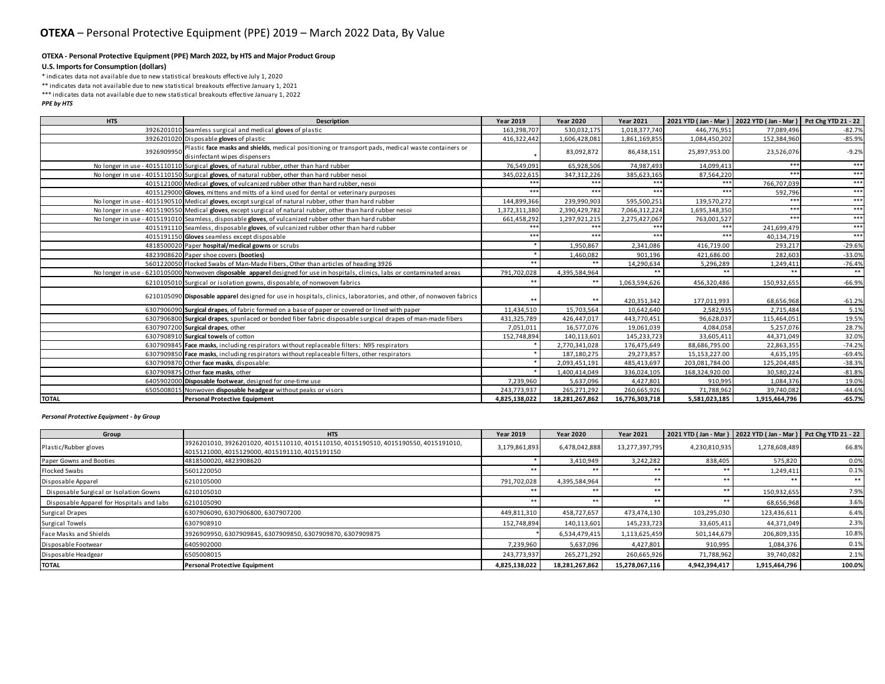# **OTEXA** – Personal Protective Equipment (PPE) 2019 – March 2022 Data, By Value

**OTEXA - Personal Protective Equipment (PPE) March 2022, by HTS and Major Product Group**

**U.S. Imports for Consumption (dollars)**

* indicates data not available due to new statistical breakouts effective July 1, 2020

** indicates data not available due to new statistical breakouts effective January 1, 2021

*** indicates data not available due to new statistical breakouts effective January 1, 2022

***PPE by HTS***

| HTS | Description | Year 2019 | Year 2020 | Year 2021 | 2021 YTD ( Jan - Mar ) | 2022 YTD ( Jan - Mar ) | Pct Chg YTD 21 - 22 |
|---|---|---|---|---|---|---|---|
| 3926201010 | Seamless surgical and medical **gloves** of plastic | 163,298,707 | 530,032,175 | 1,018,377,740 | 446,776,951 | 77,089,496 | -82.7% |
| 3926201020 | Disposable **gloves** of plastic | 416,322,442 | 1,606,428,081 | 1,861,169,855 | 1,084,450,202 | 152,384,960 | -85.9% |
| 3926909950 | Plastic **face masks and shields**, medical positioning or transport pads, medical waste containers or disinfectant wipes dispensers | * | 83,092,872 | 86,438,151 | 25,897,953.00 | 23,526,076 | -9.2% |
| No longer in use - 4015110110 | Surgical **gloves**, of natural rubber, other than hard rubber | 76,549,091 | 65,928,506 | 74,987,493 | 14,099,413 | *** | *** |
| No longer in use - 4015110150 | Surgical **gloves**, of natural rubber, other than hard rubber nesoi | 345,022,615 | 347,312,226 | 385,623,165 | 87,564,220 | *** | *** |
| 4015121000 | Medical **gloves**, of vulcanized rubber other than hard rubber, nesoi | *** | *** | *** | *** | 766,707,039 | *** |
| 4015129000 | **Gloves**, mittens and mitts of a kind used for dental or veterinary purposes | *** | *** | *** | *** | 592,796 | *** |
| No longer in use - 4015190510 | Medical **gloves**, except surgical of natural rubber, other than hard rubber | 144,899,366 | 239,990,903 | 595,500,251 | 139,570,272 | *** | *** |
| No longer in use - 4015190550 | Medical **gloves**, except surgical of natural rubber, other than hard rubber nesoi | 1,372,311,380 | 2,390,429,782 | 7,066,312,224 | 1,695,348,350 | *** | *** |
| No longer in use - 4015191010 | Seamless, disposable **gloves**, of vulcanized rubber other than hard rubber | 661,458,292 | 1,297,921,215 | 2,275,427,067 | 763,001,527 | *** | *** |
| 4015191110 | Seamless, disposable **gloves**, of vulcanized rubber other than hard rubber | *** | *** | *** | *** | 241,699,479 | *** |
| 4015191150 | **Gloves** seamless except disposable | *** | *** | *** | *** | 40,134,719 | *** |
| 4818500020 | Paper **hospital/medical gowns** or scrubs | * | 1,950,867 | 2,341,086 | 416,719.00 | 293,217 | -29.6% |
| 4823908620 | Paper shoe covers **(booties)** | * | 1,460,082 | 901,196 | 421,686.00 | 282,603 | -33.0% |
| 5601220050 | Flocked Swabs of Man-Made Fibers, Other than articles of heading 3926 | ** | ** | 14,290,634 | 5,296,289 | 1,249,411 | -76.4% |
| No longer in use - 6210105000 | Nonwoven **disposable apparel** designed for use in hospitals, clinics, labs or contaminated areas | 791,702,028 | 4,395,584,964 | ** | ** | ** | ** |
| 6210105010 | Surgical or isolation gowns, disposable, of nonwoven fabrics | ** | ** | 1,063,594,626 | 456,320,486 | 150,932,655 | -66.9% |
| 6210105090 | **Disposable apparel** designed for use in hospitals, clinics, laboratories, and other, of nonwoven fabrics | ** | ** | 420,351,342 | 177,011,993 | 68,656,968 | -61.2% |
| 6307906090 | **Surgical drapes**, of fabric formed on a base of paper or covered or lined with paper | 11,434,510 | 15,703,564 | 10,642,640 | 2,582,935 | 2,715,484 | 5.1% |
| 6307906800 | **Surgical drapes**, spunlaced or bonded fiber fabric disposable surgical drapes of man-made fibers | 431,325,789 | 426,447,017 | 443,770,451 | 96,628,037 | 115,464,051 | 19.5% |
| 6307907200 | **Surgical drapes**, other | 7,051,011 | 16,577,076 | 19,061,039 | 4,084,058 | 5,257,076 | 28.7% |
| 6307908910 | **Surgical towels** of cotton | 152,748,894 | 140,113,601 | 145,233,723 | 33,605,411 | 44,371,049 | 32.0% |
| 6307909845 | **Face masks**, including respirators without replaceable filters: N95 respirators | * | 2,770,341,028 | 176,475,649 | 88,686,795.00 | 22,863,355 | -74.2% |
| 6307909850 | **Face masks**, including respirators without replaceable filters, other respirators | * | 187,180,275 | 29,273,857 | 15,153,227.00 | 4,635,195 | -69.4% |
| 6307909870 | Other **face masks**, disposable: | * | 2,093,451,191 | 485,413,697 | 203,081,784.00 | 125,204,485 | -38.3% |
| 6307909875 | Other **face masks**, other | * | 1,400,414,049 | 336,024,105 | 168,324,920.00 | 30,580,224 | -81.8% |
| 6405902000 | **Disposable footwear**, designed for one-time use | 7,239,960 | 5,637,096 | 4,427,801 | 910,995 | 1,084,376 | 19.0% |
| 6505008015 | Nonwoven **disposable headgear** without peaks or visors | 243,773,937 | 265,271,292 | 260,665,926 | 71,788,962 | 39,740,082 | -44.6% |
| **TOTAL** | **Personal Protective Equipment** | **4,825,138,022** | **18,281,267,862** | **16,776,303,718** | **5,581,023,185** | **1,915,464,796** | **-65.7%** |

***Personal Protective Equipment - by Group***

| Group | HTS | Year 2019 | Year 2020 | Year 2021 | 2021 YTD ( Jan - Mar ) | 2022 YTD ( Jan - Mar ) | Pct Chg YTD 21 - 22 |
|---|---|---|---|---|---|---|---|
| Plastic/Rubber gloves | 3926201010, 3926201020, 4015110110, 4015110150, 4015190510, 4015190550, 4015191010, 4015121000, 4015129000, 4015191110, 4015191150 | 3,179,861,893 | 6,478,042,888 | 13,277,397,795 | 4,230,810,935 | 1,278,608,489 | 66.8% |
| Paper Gowns and Booties | 4818500020, 4823908620 | * | 3,410,949 | 3,242,282 | 838,405 | 575,820 | 0.0% |
| Flocked Swabs | 5601220050 | ** | ** | ** | ** | 1,249,411 | 0.1% |
| Disposable Apparel | 6210105000 | 791,702,028 | 4,395,584,964 | ** | ** | ** | ** |
| Disposable Surgical or Isolation Gowns | 6210105010 | ** | ** | ** | ** | 150,932,655 | 7.9% |
| Disposable Apparel for Hospitals and labs | 6210105090 | ** | ** | ** | ** | 68,656,968 | 3.6% |
| Surgical Drapes | 6307906090, 6307906800, 6307907200 | 449,811,310 | 458,727,657 | 473,474,130 | 103,295,030 | 123,436,611 | 6.4% |
| Surgical Towels | 6307908910 | 152,748,894 | 140,113,601 | 145,233,723 | 33,605,411 | 44,371,049 | 2.3% |
| Face Masks and Shields | 3926909950, 6307909845, 6307909850, 6307909870, 6307909875 | * | 6,534,479,415 | 1,113,625,459 | 501,144,679 | 206,809,335 | 10.8% |
| Disposable Footwear | 6405902000 | 7,239,960 | 5,637,096 | 4,427,801 | 910,995 | 1,084,376 | 0.1% |
| Disposable Headgear | 6505008015 | 243,773,937 | 265,271,292 | 260,665,926 | 71,788,962 | 39,740,082 | 2.1% |
| **TOTAL** | **Personal Protective Equipment** | **4,825,138,022** | **18,281,267,862** | **15,278,067,116** | **4,942,394,417** | **1,915,464,796** | **100.0%** |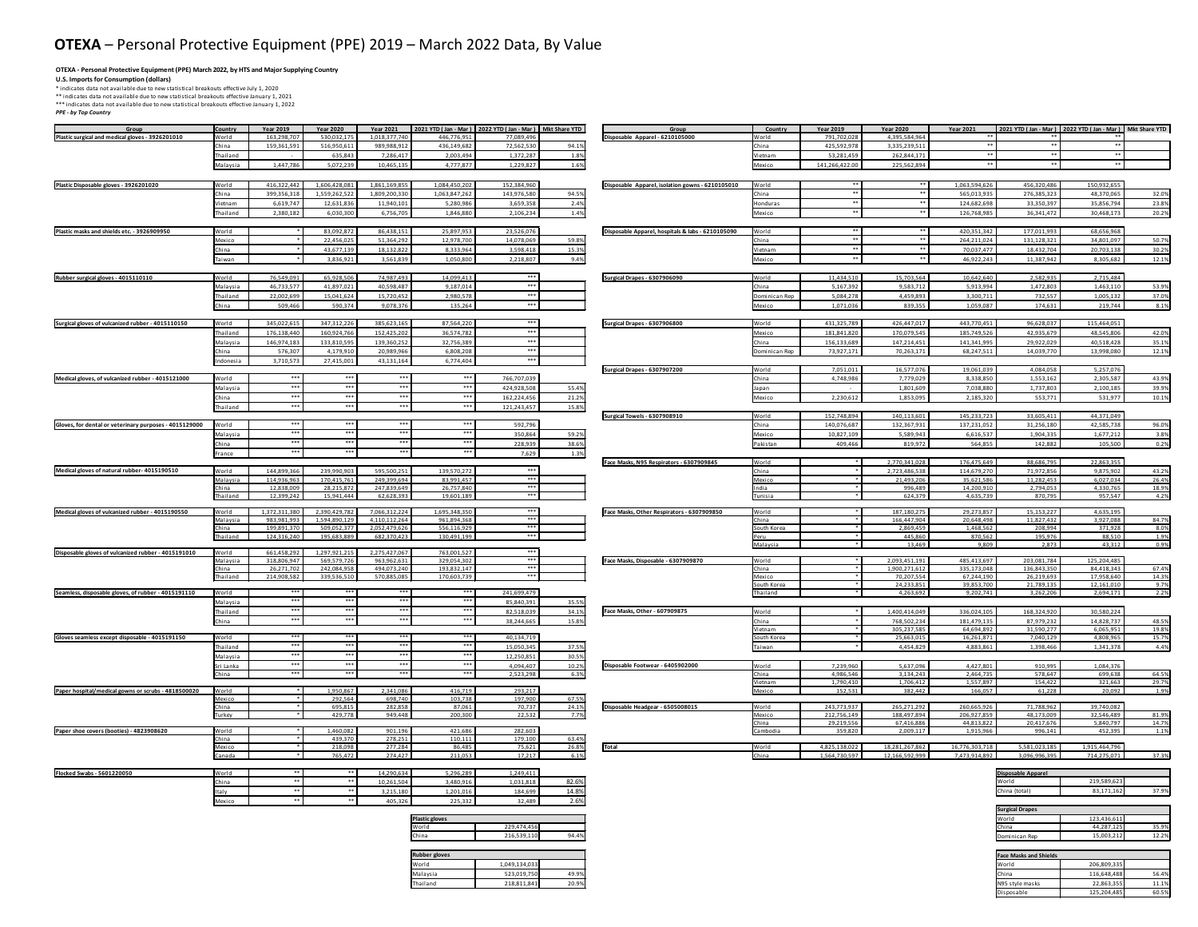# OTEXA – Personal Protective Equipment (PPE) 2019 – March 2022 Data, By Value

**OTEXA - Personal Protective Equipment (PPE) March 2022, by HTS and Major Supplying Country**

**U.S. Imports for Consumption (dollars)**

\* indicates data not available due to new statistical breakouts effective July 1, 2020

\*\* indicates data not available due to new statistical breakouts effective January 1, 2021

\*\*\* indicates data not available due to new statistical breakouts effective January 1, 2022

***PPE - by Top Country***

| Group | Country | Year 2019 | Year 2020 | Year 2021 | 2021 YTD (Jan - Mar) | 2022 YTD (Jan - Mar) | Mkt Share YTD |
|---|---|---|---|---|---|---|---|
| Plastic surgical and medical gloves - 3926201010 | World | 163,298,707 | 530,032,175 | 1,018,377,740 | 446,776,951 | 77,089,496 | |
| | China | 159,361,591 | 516,950,611 | 989,988,912 | 436,149,682 | 72,562,530 | 94.1% |
| | Thailand | - | 635,843 | 7,286,417 | 2,003,494 | 1,372,287 | 1.8% |
| | Malaysia | 1,447,786 | 5,072,239 | 10,465,135 | 4,777,877 | 1,229,827 | 1.6% |
| Plastic Disposable gloves - 3926201020 | World | 416,322,442 | 1,606,428,081 | 1,861,169,855 | 1,084,450,202 | 152,384,960 | |
| | China | 399,356,318 | 1,559,262,522 | 1,809,200,330 | 1,063,847,262 | 143,976,580 | 94.5% |
| | Vietnam | 6,619,747 | 12,631,836 | 11,940,101 | 5,280,986 | 3,659,358 | 2.4% |
| | Thailand | 2,380,182 | 6,030,300 | 6,756,705 | 1,846,880 | 2,106,234 | 1.4% |
| Plastic masks and shields etc. - 3926909950 | World | * | 83,092,872 | 86,438,151 | 25,897,953 | 23,526,076 | |
| | Mexico | * | 22,456,025 | 51,364,292 | 12,978,700 | 14,078,069 | 59.8% |
| | China | * | 43,677,139 | 18,132,822 | 8,333,964 | 3,598,418 | 15.3% |
| | Taiwan | * | 3,836,921 | 3,561,839 | 1,050,800 | 2,218,807 | 9.4% |
| Rubber surgical gloves - 4015110110 | World | 76,549,091 | 65,928,506 | 74,987,493 | 14,099,413 | *** | |
| | Malaysia | 46,733,577 | 41,897,021 | 40,598,487 | 9,187,014 | *** | |
| | Thailand | 22,002,699 | 15,041,624 | 15,720,452 | 2,980,578 | *** | |
| | China | 509,466 | 590,374 | 9,078,376 | 135,264 | *** | |
| Surgical gloves of vulcanized rubber - 4015110150 | World | 345,022,615 | 347,312,226 | 385,623,165 | 87,564,220 | *** | |
| | Thailand | 176,138,440 | 160,924,766 | 152,425,202 | 36,574,782 | *** | |
| | Malaysia | 146,974,183 | 133,810,595 | 139,360,252 | 32,756,389 | *** | |
| | China | 576,307 | 4,179,910 | 20,989,966 | 6,808,208 | *** | |
| | Indonesia | 3,710,573 | 27,415,001 | 43,131,164 | 6,774,404 | *** | |
| Medical gloves, of vulcanized rubber - 4015121000 | World | *** | *** | *** | *** | 766,707,039 | |
| | Malaysia | *** | *** | *** | *** | 424,928,508 | 55.4% |
| | China | *** | *** | *** | *** | 162,224,456 | 21.2% |
| | Thailand | *** | *** | *** | *** | 121,243,457 | 15.8% |
| Gloves, for dental or veterinary purposes - 4015129000 | World | *** | *** | *** | *** | 592,796 | |
| | Malaysia | *** | *** | *** | *** | 350,864 | 59.2% |
| | China | *** | *** | *** | *** | 228,939 | 38.6% |
| | France | *** | *** | *** | *** | 7,629 | 1.3% |
| Medical gloves of natural rubber- 4015190510 | World | 144,899,366 | 239,990,903 | 595,500,251 | 139,570,272 | *** | |
| | Malaysia | 114,936,963 | 170,415,761 | 249,399,694 | 83,991,457 | *** | |
| | China | 12,838,009 | 28,215,872 | 247,839,649 | 26,757,840 | *** | |
| | Thailand | 12,399,242 | 15,941,444 | 62,628,393 | 19,601,189 | *** | |
| Medical gloves of vulcanized rubber - 4015190550 | World | 1,372,311,380 | 2,390,429,782 | 7,066,312,224 | 1,695,348,350 | *** | |
| | Malaysia | 983,981,993 | 1,594,890,129 | 4,110,112,264 | 961,894,368 | *** | |
| | China | 199,891,370 | 509,052,377 | 2,052,479,626 | 556,116,929 | *** | |
| | Thailand | 124,316,240 | 195,683,889 | 682,370,423 | 130,491,199 | *** | |
| Disposable gloves of vulcanized rubber - 4015191010 | World | 661,458,292 | 1,297,921,215 | 2,275,427,067 | 763,001,527 | *** | |
| | Malaysia | 318,806,947 | 569,579,726 | 963,962,631 | 329,054,302 | *** | |
| | China | 26,271,702 | 242,084,958 | 494,073,240 | 193,832,147 | *** | |
| | Thailand | 214,908,582 | 339,536,510 | 570,885,085 | 170,603,739 | *** | |
| Seamless, disposable gloves, of rubber - 4015191110 | World | *** | *** | *** | *** | 241,699,479 | |
| | Malaysia | *** | *** | *** | *** | 85,840,391 | 35.5% |
| | Thailand | *** | *** | *** | *** | 82,518,039 | 34.1% |
| | China | *** | *** | *** | *** | 38,244,665 | 15.8% |
| Gloves seamless except disposable - 4015191150 | World | *** | *** | *** | *** | 40,134,719 | |
| | Thailand | *** | *** | *** | *** | 15,050,345 | 37.5% |
| | Malaysia | *** | *** | *** | *** | 12,250,851 | 30.5% |
| | Sri Lanka | *** | *** | *** | *** | 4,094,407 | 10.2% |
| | China | *** | *** | *** | *** | 2,523,298 | 6.3% |
| Paper hospital/medical gowns or scrubs - 4818500020 | World | * | 1,950,867 | 2,341,086 | 416,719 | 293,217 | |
| | Mexico | * | 292,564 | 698,740 | 103,738 | 197,900 | 67.5% |
| | China | * | 695,815 | 282,858 | 87,061 | 70,737 | 24.1% |
| | Turkey | * | 429,778 | 949,448 | 200,300 | 22,532 | 7.7% |
| Paper shoe covers (booties) - 4823908620 | World | * | 1,460,082 | 901,196 | 421,686 | 282,603 | |
| | China | * | 439,370 | 278,251 | 110,111 | 179,100 | 63.4% |
| | Mexico | * | 218,098 | 277,284 | 86,485 | 75,621 | 26.8% |
| | Canada | * | 765,472 | 274,427 | 211,053 | 17,217 | 6.1% |
| Flocked Swabs - 5601220050 | World | ** | ** | 14,290,634 | 5,296,289 | 1,249,411 | |
| | China | ** | ** | 10,261,504 | 3,480,916 | 1,031,818 | 82.6% |
| | Italy | ** | ** | 3,215,180 | 1,201,016 | 184,699 | 14.8% |
| | Mexico | ** | ** | 405,326 | 225,332 | 32,489 | 2.6% |

| Plastic gloves | | |
|---|---|---|
| World | 229,474,456 | |
| China | 216,539,110 | 94.4% |

| Rubber gloves | | |
|---|---|---|
| World | 1,049,134,033 | |
| Malaysia | 523,019,750 | 49.9% |
| Thailand | 218,811,841 | 20.9% |

| Group | Country | Year 2019 | Year 2020 | Year 2021 | 2021 YTD (Jan - Mar) | 2022 YTD (Jan - Mar) | Mkt Share YTD |
|---|---|---|---|---|---|---|---|
| Disposable Apparel - 6210105000 | World | 791,702,028 | 4,395,584,964 | ** | ** | ** | |
| | China | 425,592,978 | 3,335,239,511 | ** | ** | ** | |
| | Vietnam | 53,281,459 | 262,844,171 | ** | ** | ** | |
| | Mexico | 141,266,422.00 | 225,562,894 | ** | ** | ** | |
| Disposable Apparel, isolation gowns - 6210105010 | World | ** | ** | 1,063,594,626 | 456,320,486 | 150,932,655 | |
| | China | ** | ** | 565,013,935 | 276,385,323 | 48,370,065 | 32.0% |
| | Honduras | ** | ** | 124,682,698 | 33,350,397 | 35,856,794 | 23.8% |
| | Mexico | ** | ** | 126,768,985 | 36,341,472 | 30,468,173 | 20.2% |
| Disposable Apparel, hospitals & labs - 6210105090 | World | ** | ** | 420,351,342 | 177,011,993 | 68,656,968 | |
| | China | ** | ** | 264,211,024 | 131,128,321 | 34,801,097 | 50.7% |
| | Vietnam | ** | ** | 70,037,477 | 18,432,704 | 20,703,138 | 30.2% |
| | Mexico | ** | ** | 46,922,243 | 11,387,942 | 8,305,682 | 12.1% |
| Surgical Drapes - 6307906090 | World | 11,434,510 | 15,703,564 | 10,642,640 | 2,582,935 | 2,715,484 | |
| | China | 5,167,392 | 9,583,712 | 5,913,994 | 1,472,803 | 1,463,110 | 53.9% |
| | Dominican Rep | 5,084,278 | 4,459,893 | 3,300,711 | 732,557 | 1,005,132 | 37.0% |
| | Mexico | 1,071,036 | 839,355 | 1,059,087 | 174,631 | 219,744 | 8.1% |
| Surgical Drapes - 6307906800 | World | 431,325,789 | 426,447,017 | 443,770,451 | 96,628,037 | 115,464,051 | |
| | Mexico | 181,841,820 | 170,079,545 | 185,749,526 | 42,935,679 | 48,545,806 | 42.0% |
| | China | 156,133,689 | 147,214,451 | 141,341,995 | 29,922,029 | 40,518,428 | 35.1% |
| | Dominican Rep | 73,927,171 | 70,263,171 | 68,247,511 | 14,039,770 | 13,998,080 | 12.1% |
| Surgical Drapes - 6307907200 | World | 7,051,011 | 16,577,076 | 19,061,039 | 4,084,058 | 5,257,076 | |
| | China | 4,748,986 | 7,779,029 | 8,338,850 | 1,553,162 | 2,305,587 | 43.9% |
| | Japan | - | 1,801,609 | 7,038,880 | 1,737,803 | 2,100,185 | 39.9% |
| | Mexico | 2,230,612 | 1,853,095 | 2,185,320 | 553,771 | 531,977 | 10.1% |
| Surgical Towels - 6307908910 | World | 152,748,894 | 140,113,601 | 145,233,723 | 33,605,411 | 44,371,049 | |
| | China | 140,076,687 | 132,367,931 | 137,231,052 | 31,256,180 | 42,585,738 | 96.0% |
| | Mexico | 10,827,109 | 5,589,943 | 6,616,537 | 1,904,335 | 1,677,212 | 3.8% |
| | Pakistan | 409,466 | 819,972 | 564,855 | 142,882 | 105,500 | 0.2% |
| Face Masks, N95 Respirators - 6307909845 | World | * | 2,770,341,028 | 176,475,649 | 88,686,795 | 22,863,355 | |
| | China | * | 2,723,486,538 | 114,679,270 | 71,972,856 | 9,875,902 | 43.2% |
| | Mexico | * | 21,493,206 | 35,621,586 | 11,282,453 | 6,027,034 | 26.4% |
| | India | * | 996,489 | 14,200,910 | 2,794,053 | 4,330,765 | 18.9% |
| | Tunisia | * | 624,379 | 4,635,739 | 870,795 | 957,547 | 4.2% |
| Face Masks, Other Respirators - 6307909850 | World | * | 187,180,275 | 29,273,857 | 15,153,227 | 4,635,195 | |
| | China | * | 166,447,904 | 20,648,498 | 11,827,432 | 3,927,088 | 84.7% |
| | South Korea | * | 2,869,459 | 1,468,562 | 208,994 | 371,928 | 8.0% |
| | Peru | * | 445,860 | 870,562 | 195,976 | 88,510 | 1.9% |
| | Malaysia | * | 13,469 | 9,809 | 2,873 | 43,312 | 0.9% |
| Face Masks, Disposable - 6307909870 | World | * | 2,093,451,191 | 485,413,697 | 203,081,784 | 125,204,485 | |
| | China | * | 1,900,271,612 | 335,173,048 | 136,843,350 | 84,418,343 | 67.4% |
| | Mexico | * | 70,207,554 | 67,244,190 | 26,219,693 | 17,958,640 | 14.3% |
| | South Korea | * | 24,233,851 | 39,853,700 | 21,789,135 | 12,161,010 | 9.7% |
| | Thailand | * | 4,263,692 | 9,202,741 | 3,262,206 | 2,694,171 | 2.2% |
| Face Masks, Other - 607909875 | World | * | 1,400,414,049 | 336,024,105 | 168,324,920 | 30,580,224 | |
| | China | * | 768,502,234 | 181,479,135 | 87,979,232 | 14,828,737 | 48.5% |
| | Vietnam | * | 305,237,585 | 64,694,892 | 31,590,277 | 6,065,951 | 19.8% |
| | South Korea | * | 25,663,015 | 16,261,871 | 7,040,129 | 4,808,965 | 15.7% |
| | Taiwan | * | 4,454,829 | 4,883,861 | 1,398,466 | 1,341,378 | 4.4% |
| Disposable Footwear - 6405902000 | World | 7,239,960 | 5,637,096 | 4,427,801 | 910,995 | 1,084,376 | |
| | China | 4,986,546 | 3,134,243 | 2,464,735 | 578,647 | 699,638 | 64.5% |
| | Vietnam | 1,790,410 | 1,706,412 | 1,557,897 | 154,422 | 321,663 | 29.7% |
| | Mexico | 152,531 | 382,442 | 166,057 | 61,228 | 20,092 | 1.9% |
| Disposable Headgear - 6505008015 | World | 243,773,937 | 265,271,292 | 260,665,926 | 71,788,962 | 39,740,082 | |
| | Mexico | 212,756,149 | 188,497,894 | 206,927,859 | 48,173,009 | 32,546,489 | 81.9% |
| | China | 29,219,556 | 67,416,886 | 44,813,822 | 20,417,676 | 5,840,797 | 14.7% |
| | Cambodia | 359,820 | 2,009,117 | 1,915,966 | 996,141 | 452,395 | 1.1% |
| Total | World | 4,825,138,022 | 18,281,267,862 | 16,776,303,718 | 5,581,023,885 | 1,915,464,796 | |
| | China | 1,564,730,597 | 12,166,592,999 | 7,473,914,892 | 3,096,996,395 | 714,275,071 | 37.3% |

| Disposable Apparel | | |
|---|---|---|
| World | 219,589,623 | |
| China (total) | 83,171,162 | 37.9% |

| Surgical Drapes | | |
|---|---|---|
| World | 123,436,611 | |
| China | 44,287,125 | 35.9% |
| Dominican Rep | 15,003,212 | 12.2% |

| Face Masks and Shields | | |
|---|---|---|
| World | 206,809,335 | |
| China | 116,648,488 | 56.4% |
| N95 style masks | 22,863,355 | 11.1% |
| Disposable | 125,204,485 | 60.5% |